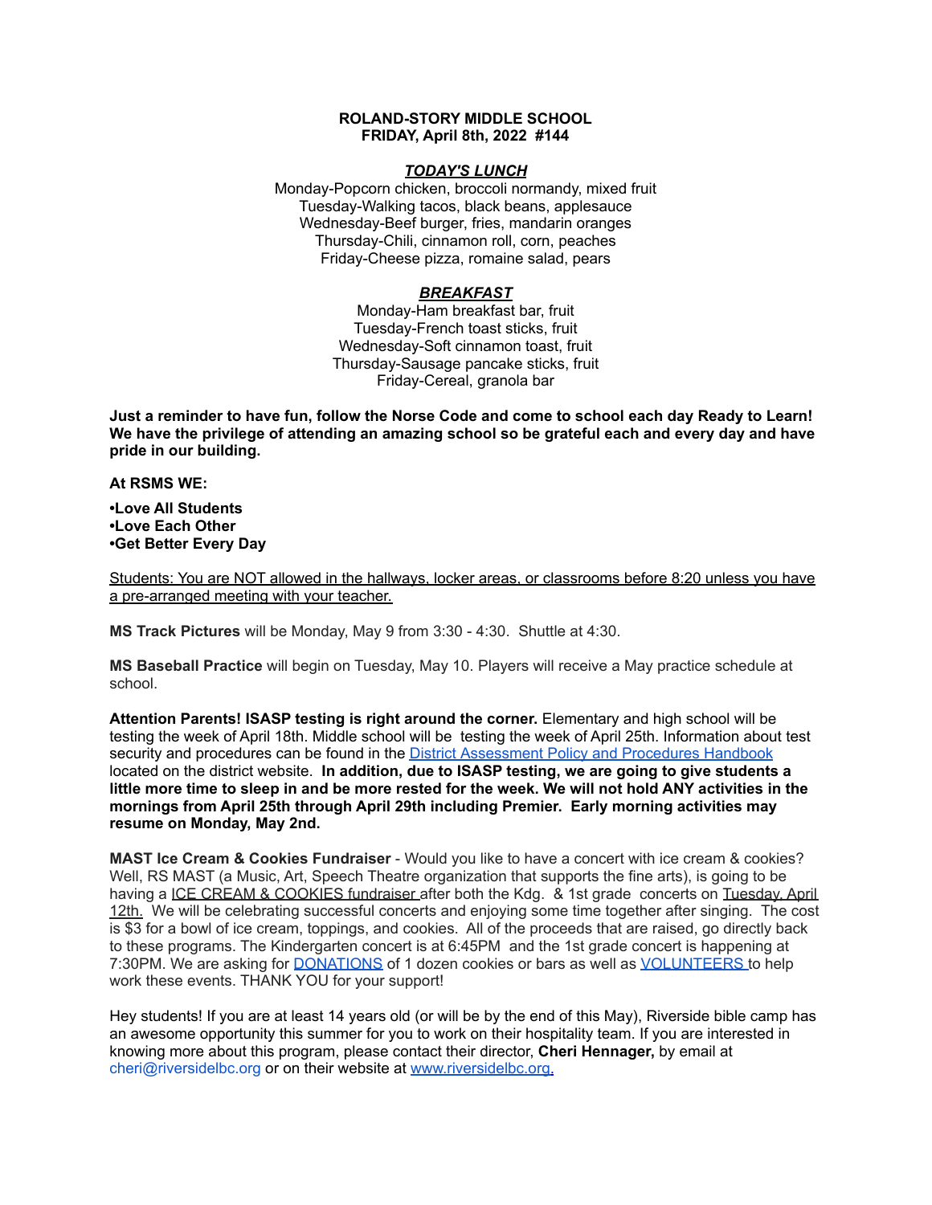**ROLAND-STORY MIDDLE SCHOOL**
**FRIDAY, April 8th, 2022 #144**

***<u>TODAY'S LUNCH</u>***

Monday-Popcorn chicken, broccoli normandy, mixed fruit
Tuesday-Walking tacos, black beans, applesauce
Wednesday-Beef burger, fries, mandarin oranges
Thursday-Chili, cinnamon roll, corn, peaches
Friday-Cheese pizza, romaine salad, pears

***<u>BREAKFAST</u>***

Monday-Ham breakfast bar, fruit
Tuesday-French toast sticks, fruit
Wednesday-Soft cinnamon toast, fruit
Thursday-Sausage pancake sticks, fruit
Friday-Cereal, granola bar

**Just a reminder to have fun, follow the Norse Code and come to school each day Ready to Learn! We have the privilege of attending an amazing school so be grateful each and every day and have pride in our building.**

**At RSMS WE:**

**•Love All Students**
**•Love Each Other**
**•Get Better Every Day**

<u>Students: You are NOT allowed in the hallways, locker areas, or classrooms before 8:20 unless you have a pre-arranged meeting with your teacher.</u>

**MS Track Pictures** will be Monday, May 9 from 3:30 - 4:30. Shuttle at 4:30.

**MS Baseball Practice** will begin on Tuesday, May 10. Players will receive a May practice schedule at school.

**Attention Parents! ISASP testing is right around the corner.** Elementary and high school will be testing the week of April 18th. Middle school will be testing the week of April 25th. Information about test security and procedures can be found in the <u>District Assessment Policy and Procedures Handbook</u> located on the district website. **In addition, due to ISASP testing, we are going to give students a little more time to sleep in and be more rested for the week. We will not hold ANY activities in the mornings from April 25th through April 29th including Premier. Early morning activities may resume on Monday, May 2nd.**

**MAST Ice Cream & Cookies Fundraiser** - Would you like to have a concert with ice cream & cookies? Well, RS MAST (a Music, Art, Speech Theatre organization that supports the fine arts), is going to be having a <u>ICE CREAM & COOKIES fundraiser</u> after both the Kdg. & 1st grade concerts on <u>Tuesday, April 12th.</u> We will be celebrating successful concerts and enjoying some time together after singing. The cost is $3 for a bowl of ice cream, toppings, and cookies. All of the proceeds that are raised, go directly back to these programs. The Kindergarten concert is at 6:45PM and the 1st grade concert is happening at 7:30PM. We are asking for <u>DONATIONS</u> of 1 dozen cookies or bars as well as <u>VOLUNTEERS</u> to help work these events. THANK YOU for your support!

Hey students! If you are at least 14 years old (or will be by the end of this May), Riverside bible camp has an awesome opportunity this summer for you to work on their hospitality team. If you are interested in knowing more about this program, please contact their director, **Cheri Hennager,** by email at cheri@riversidelbc.org or on their website at <u>www.riversidelbc.org.</u>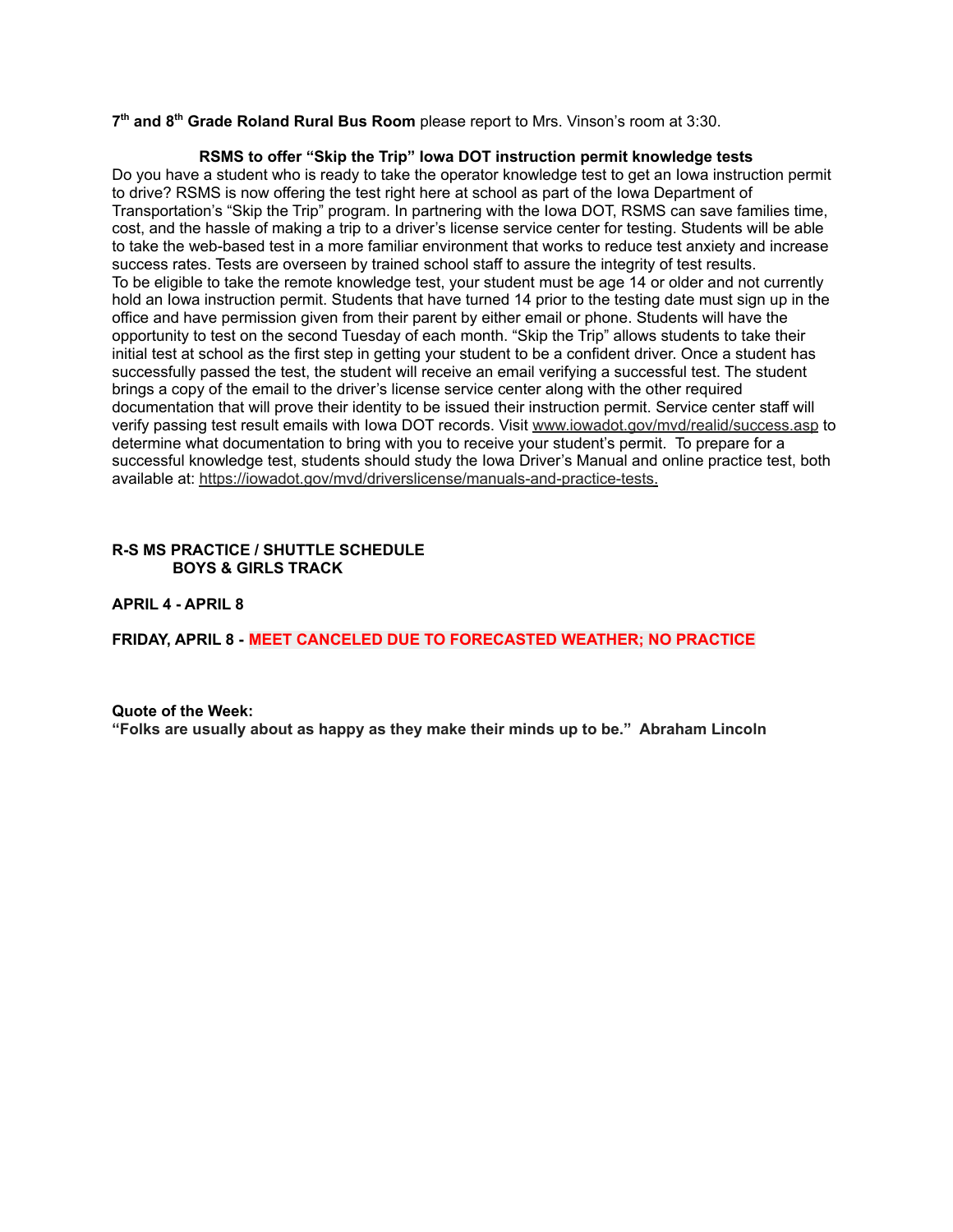**7th and 8th Grade Roland Rural Bus Room** please report to Mrs. Vinson's room at 3:30.

**RSMS to offer "Skip the Trip" Iowa DOT instruction permit knowledge tests**

Do you have a student who is ready to take the operator knowledge test to get an Iowa instruction permit to drive? RSMS is now offering the test right here at school as part of the Iowa Department of Transportation's "Skip the Trip" program. In partnering with the Iowa DOT, RSMS can save families time, cost, and the hassle of making a trip to a driver's license service center for testing. Students will be able to take the web-based test in a more familiar environment that works to reduce test anxiety and increase success rates. Tests are overseen by trained school staff to assure the integrity of test results.

To be eligible to take the remote knowledge test, your student must be age 14 or older and not currently hold an Iowa instruction permit. Students that have turned 14 prior to the testing date must sign up in the office and have permission given from their parent by either email or phone. Students will have the opportunity to test on the second Tuesday of each month. "Skip the Trip" allows students to take their initial test at school as the first step in getting your student to be a confident driver. Once a student has successfully passed the test, the student will receive an email verifying a successful test. The student brings a copy of the email to the driver's license service center along with the other required documentation that will prove their identity to be issued their instruction permit. Service center staff will verify passing test result emails with Iowa DOT records. Visit www.iowadot.gov/mvd/realid/success.asp to determine what documentation to bring with you to receive your student's permit. To prepare for a successful knowledge test, students should study the Iowa Driver's Manual and online practice test, both available at: https://iowadot.gov/mvd/driverslicense/manuals-and-practice-tests.

**R-S MS PRACTICE / SHUTTLE SCHEDULE**
**BOYS & GIRLS TRACK**

**APRIL 4 - APRIL 8**

**FRIDAY, APRIL 8 - MEET CANCELED DUE TO FORECASTED WEATHER; NO PRACTICE**

**Quote of the Week:**
**"Folks are usually about as happy as they make their minds up to be." Abraham Lincoln**